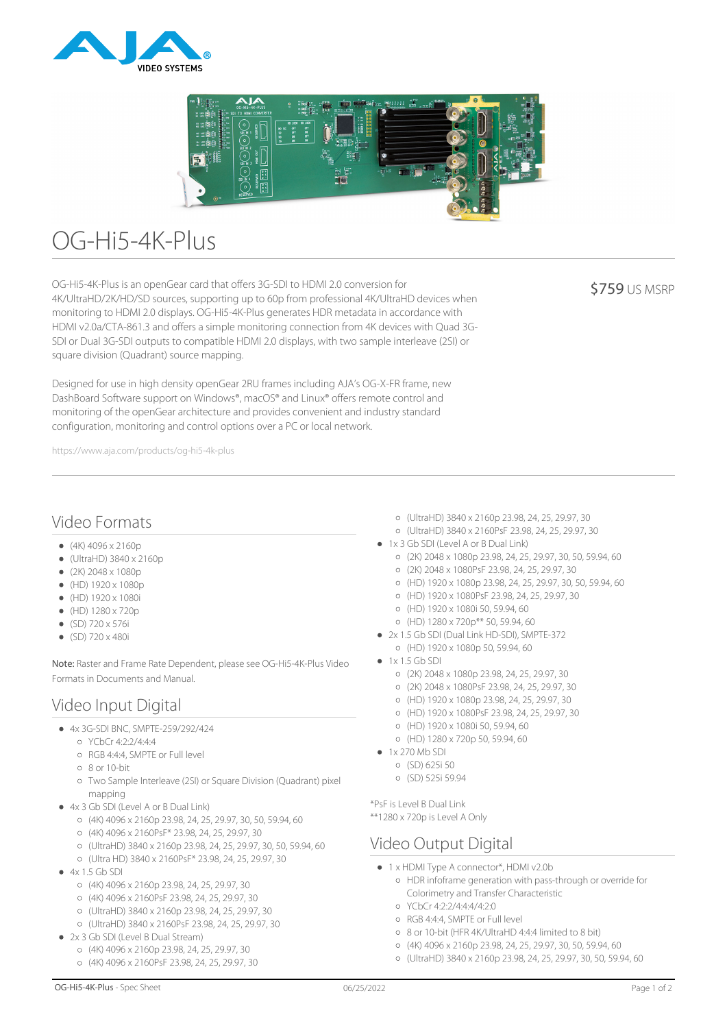# OG-Hi5-4K-Plus

$759 US MSRP

OG-Hi5-4K-Plus is an openGear card that offers 3G-SDI to HDMI 2.0 conversion for 4K/UltraHD/2K/HD/SD sources, supporting up to 60p from professional 4K/UltraHD devices when monitoring to HDMI 2.0 displays. OG-Hi5-4K-Plus generates HDR metadata in accordance with HDMI v2.0a/CTA-861.3 and offers a simple monitoring connection from 4K devices with Quad 3G-SDI or Dual 3G-SDI outputs to compatible HDMI 2.0 displays, with two sample interleave (2SI) or square division (Quadrant) source mapping.

Designed for use in high density openGear 2RU frames including AJA's OG-X-FR frame, new DashBoard Software support on Windows®, macOS® and Linux® offers remote control and monitoring of the openGear architecture and provides convenient and industry standard configuration, monitoring and control options over a PC or local network.

https://www.aja.com/products/og-hi5-4k-plus

## Video Formats

- (4K) 4096 x 2160p
- (UltraHD) 3840 x 2160p
- (2K) 2048 x 1080p
- (HD) 1920 x 1080p
- (HD) 1920 x 1080i
- (HD) 1280 x 720p
- (SD) 720 x 576i
- (SD) 720 x 480i

**Note:** Raster and Frame Rate Dependent, please see OG-Hi5-4K-Plus Video Formats in Documents and Manual.

## Video Input Digital

- 4x 3G-SDI BNC, SMPTE-259/292/424
  - YCbCr 4:2:2/4:4:4
  - RGB 4:4:4, SMPTE or Full level
  - 8 or 10-bit
  - Two Sample Interleave (2SI) or Square Division (Quadrant) pixel mapping
- 4x 3 Gb SDI (Level A or B Dual Link)
  - (4K) 4096 x 2160p 23.98, 24, 25, 29.97, 30, 50, 59.94, 60
  - (4K) 4096 x 2160PsF* 23.98, 24, 25, 29.97, 30
  - (UltraHD) 3840 x 2160p 23.98, 24, 25, 29.97, 30, 50, 59.94, 60
  - (Ultra HD) 3840 x 2160PsF* 23.98, 24, 25, 29.97, 30
- 4x 1.5 Gb SDI
  - (4K) 4096 x 2160p 23.98, 24, 25, 29.97, 30
  - (4K) 4096 x 2160PsF 23.98, 24, 25, 29.97, 30
  - (UltraHD) 3840 x 2160p 23.98, 24, 25, 29.97, 30
  - (UltraHD) 3840 x 2160PsF 23.98, 24, 25, 29.97, 30
- 2x 3 Gb SDI (Level B Dual Stream)
  - (4K) 4096 x 2160p 23.98, 24, 25, 29.97, 30
  - (4K) 4096 x 2160PsF 23.98, 24, 25, 29.97, 30
  - (UltraHD) 3840 x 2160p 23.98, 24, 25, 29.97, 30
  - (UltraHD) 3840 x 2160PsF 23.98, 24, 25, 29.97, 30
- 1x 3 Gb SDI (Level A or B Dual Link)
  - (2K) 2048 x 1080p 23.98, 24, 25, 29.97, 30, 50, 59.94, 60
  - (2K) 2048 x 1080PsF 23.98, 24, 25, 29.97, 30
  - (HD) 1920 x 1080p 23.98, 24, 25, 29.97, 30, 50, 59.94, 60
  - (HD) 1920 x 1080PsF 23.98, 24, 25, 29.97, 30
  - (HD) 1920 x 1080i 50, 59.94, 60
  - (HD) 1280 x 720p** 50, 59.94, 60
- 2x 1.5 Gb SDI (Dual Link HD-SDI), SMPTE-372
  - (HD) 1920 x 1080p 50, 59.94, 60
- 1x 1.5 Gb SDI
  - (2K) 2048 x 1080p 23.98, 24, 25, 29.97, 30
  - (2K) 2048 x 1080PsF 23.98, 24, 25, 29.97, 30
  - (HD) 1920 x 1080p 23.98, 24, 25, 29.97, 30
  - (HD) 1920 x 1080PsF 23.98, 24, 25, 29.97, 30
  - (HD) 1920 x 1080i 50, 59.94, 60
  - (HD) 1280 x 720p 50, 59.94, 60
- 1x 270 Mb SDI
  - (SD) 625i 50
  - (SD) 525i 59.94

*PsF is Level B Dual Link
**1280 x 720p is Level A Only

## Video Output Digital

- 1 x HDMI Type A connector*, HDMI v2.0b
  - HDR inframe generation with pass-through or override for Colorimetry and Transfer Characteristic
  - YCbCr 4:2:2/4:4:4/4:2:0
  - RGB 4:4:4, SMPTE or Full level
  - 8 or 10-bit (HFR 4K/UltraHD 4:4:4 limited to 8 bit)
  - (4K) 4096 x 2160p 23.98, 24, 25, 29.97, 30, 50, 59.94, 60
  - (UltraHD) 3840 x 2160p 23.98, 24, 25, 29.97, 30, 50, 59.94, 60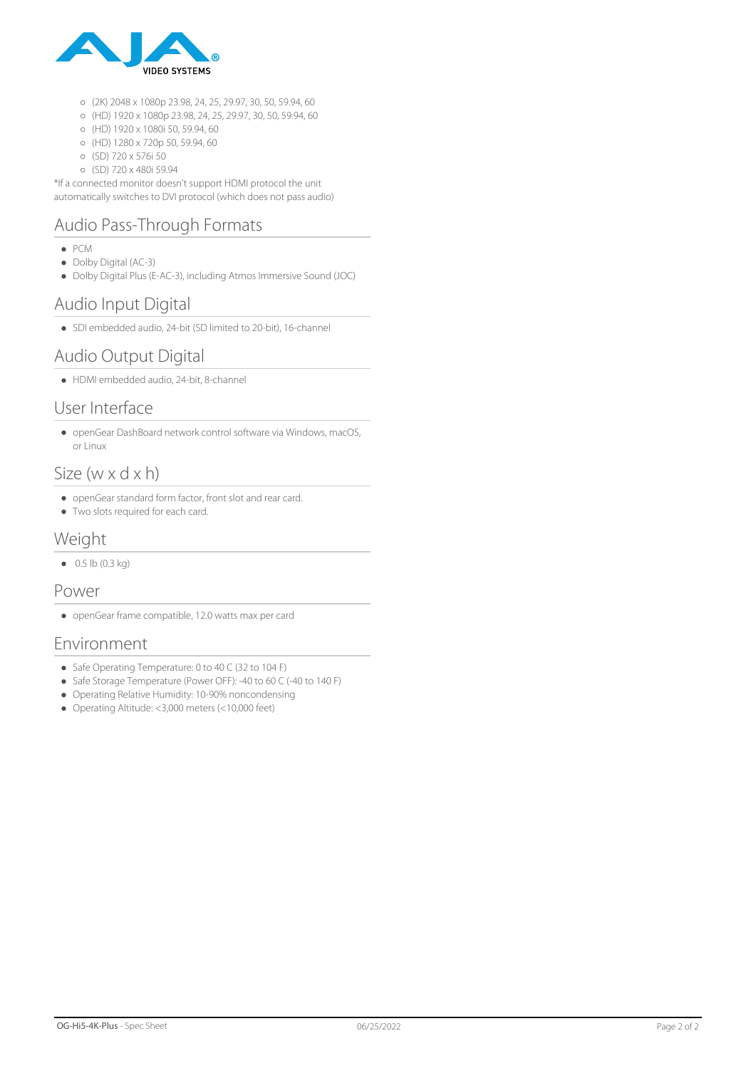- (2K) 2048 x 1080p 23.98, 24, 25, 29.97, 30, 50, 59.94, 60
- (HD) 1920 x 1080p 23.98, 24, 25, 29.97, 30, 50, 59.94, 60
- (HD) 1920 x 1080i 50, 59.94, 60
- (HD) 1280 x 720p 50, 59.94, 60
- (SD) 720 x 576i 50
- (SD) 720 x 480i 59.94

*If a connected monitor doesn't support HDMI protocol the unit automatically switches to DVI protocol (which does not pass audio)

## Audio Pass-Through Formats

- PCM
- Dolby Digital (AC-3)
- Dolby Digital Plus (E-AC-3), including Atmos Immersive Sound (JOC)

## Audio Input Digital

- SDI embedded audio, 24-bit (SD limited to 20-bit), 16-channel

## Audio Output Digital

- HDMI embedded audio, 24-bit, 8-channel

## User Interface

- openGear DashBoard network control software via Windows, macOS, or Linux

## Size (w x d x h)

- openGear standard form factor, front slot and rear card.
- Two slots required for each card.

## Weight

- 0.5 lb (0.3 kg)

## Power

- openGear frame compatible, 12.0 watts max per card

## Environment

- Safe Operating Temperature: 0 to 40 C (32 to 104 F)
- Safe Storage Temperature (Power OFF): -40 to 60 C (-40 to 140 F)
- Operating Relative Humidity: 10-90% noncondensing
- Operating Altitude: <3,000 meters (<10,000 feet)